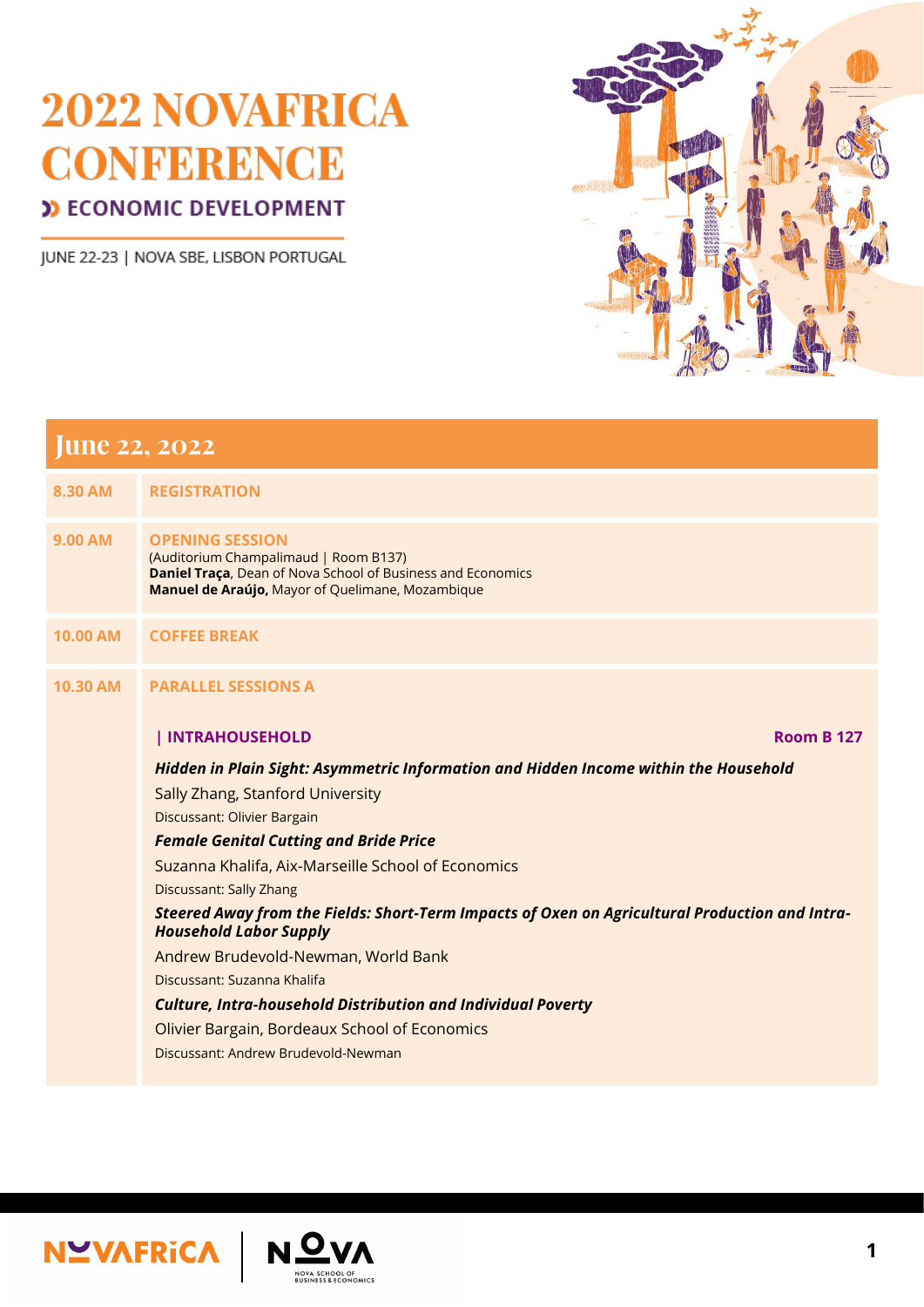# 2022 NOVAFRICA CONFERENCE

## ECONOMIC DEVELOPMENT

JUNE 22-23 | NOVA SBE, LISBON PORTUGAL

## June 22, 2022

**8.30 AM** — **REGISTRATION**

**9.00 AM** — **OPENING SESSION**
(Auditorium Champalimaud | Room B137)
**Daniel Traça**, Dean of Nova School of Business and Economics
**Manuel de Araújo,** Mayor of Quelimane, Mozambique

**10.00 AM** — **COFFEE BREAK**

**10.30 AM** — **PARALLEL SESSIONS A**

### | INTRAHOUSEHOLD — Room B 127

***Hidden in Plain Sight: Asymmetric Information and Hidden Income within the Household***
Sally Zhang, Stanford University
Discussant: Olivier Bargain

***Female Genital Cutting and Bride Price***
Suzanna Khalifa, Aix-Marseille School of Economics
Discussant: Sally Zhang

***Steered Away from the Fields: Short-Term Impacts of Oxen on Agricultural Production and Intra-Household Labor Supply***
Andrew Brudevold-Newman, World Bank
Discussant: Suzanna Khalifa

***Culture, Intra-household Distribution and Individual Poverty***
Olivier Bargain, Bordeaux School of Economics
Discussant: Andrew Brudevold-Newman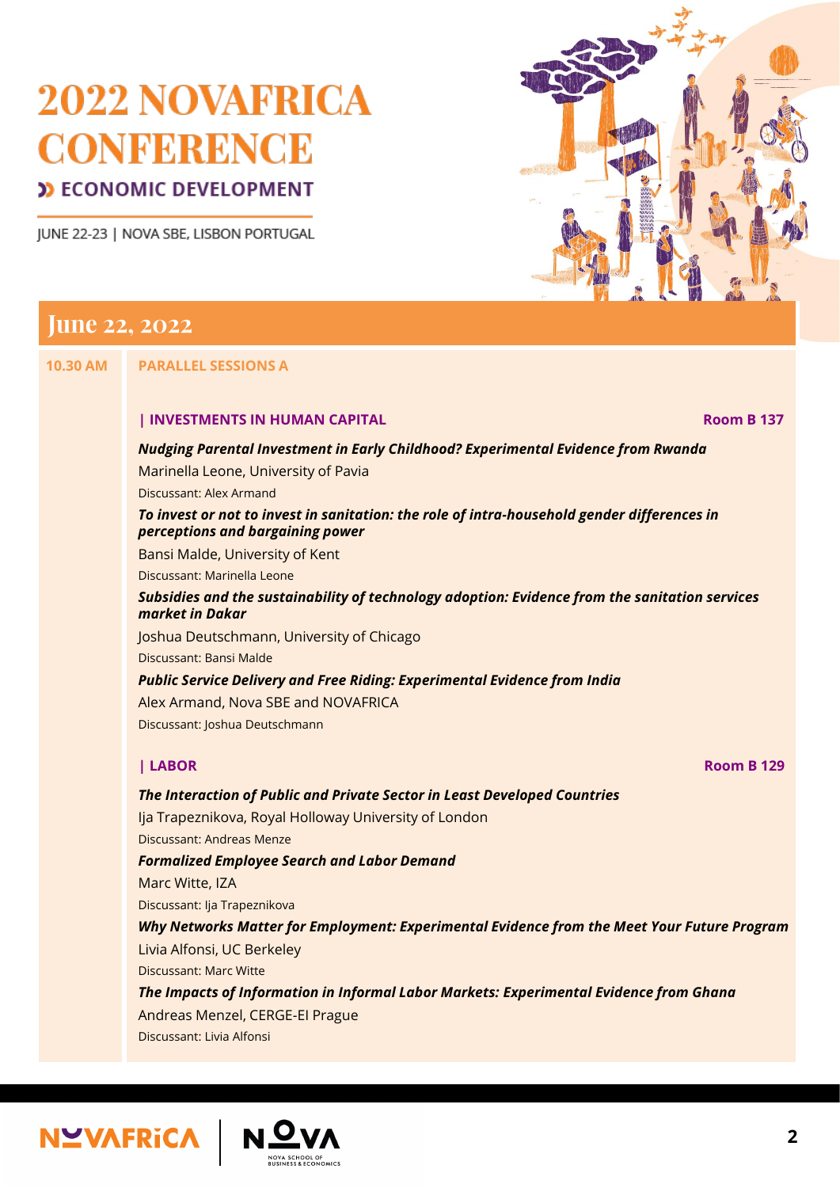# 2022 NOVAFRICA CONFERENCE

## ECONOMIC DEVELOPMENT

JUNE 22-23 | NOVA SBE, LISBON PORTUGAL

## June 22, 2022

**10.30 AM** — **PARALLEL SESSIONS A**

### | INVESTMENTS IN HUMAN CAPITAL — Room B 137

***Nudging Parental Investment in Early Childhood? Experimental Evidence from Rwanda***
Marinella Leone, University of Pavia
Discussant: Alex Armand

***To invest or not to invest in sanitation: the role of intra-household gender differences in perceptions and bargaining power***
Bansi Malde, University of Kent
Discussant: Marinella Leone

***Subsidies and the sustainability of technology adoption: Evidence from the sanitation services market in Dakar***
Joshua Deutschmann, University of Chicago
Discussant: Bansi Malde

***Public Service Delivery and Free Riding: Experimental Evidence from India***
Alex Armand, Nova SBE and NOVAFRICA
Discussant: Joshua Deutschmann

### | LABOR — Room B 129

***The Interaction of Public and Private Sector in Least Developed Countries***
Ija Trapeznikova, Royal Holloway University of London
Discussant: Andreas Menze

***Formalized Employee Search and Labor Demand***
Marc Witte, IZA
Discussant: Ija Trapeznikova

***Why Networks Matter for Employment: Experimental Evidence from the Meet Your Future Program***
Livia Alfonsi, UC Berkeley
Discussant: Marc Witte

***The Impacts of Information in Informal Labor Markets: Experimental Evidence from Ghana***
Andreas Menzel, CERGE-EI Prague
Discussant: Livia Alfonsi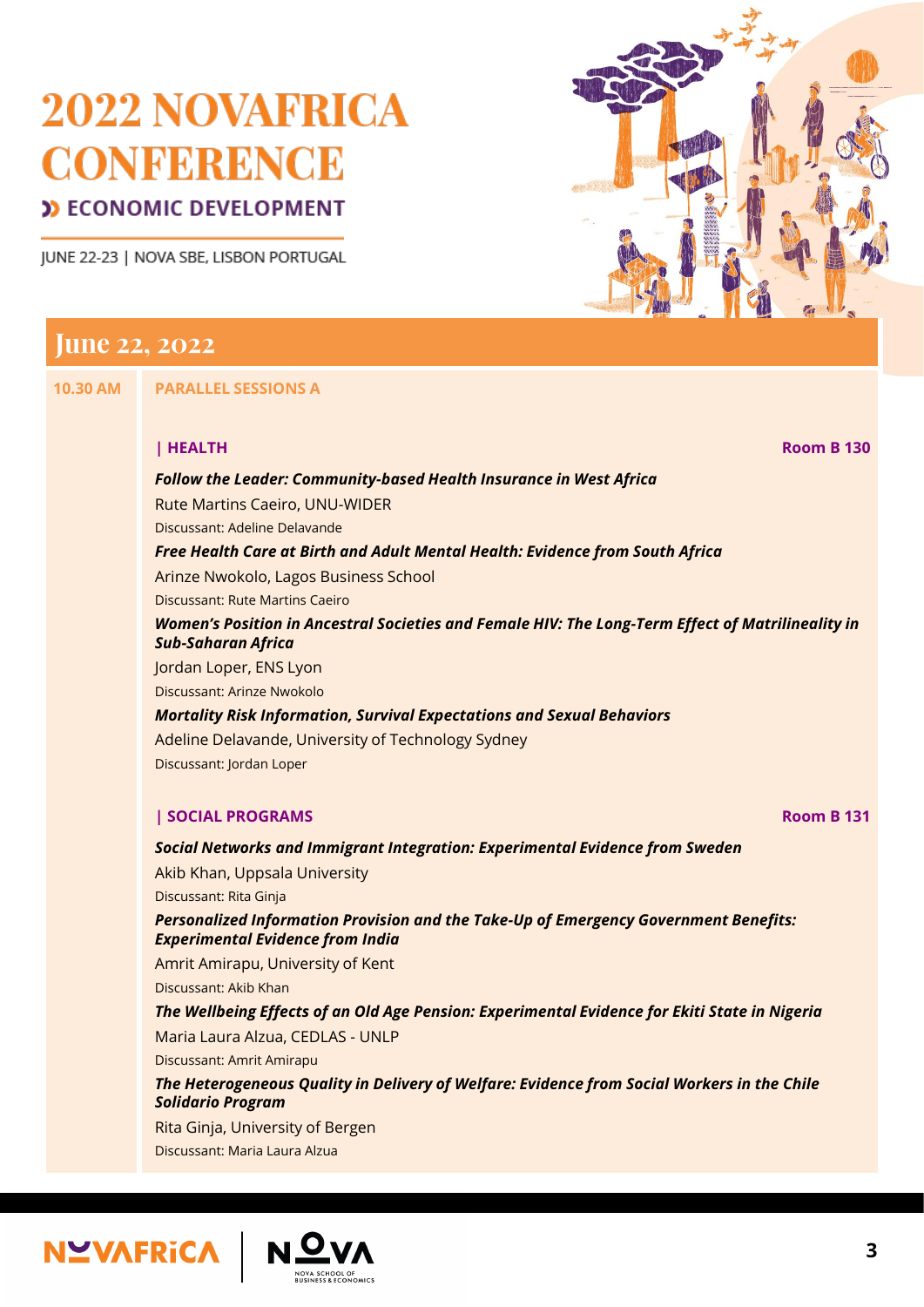# 2022 NOVAFRICA CONFERENCE

**ECONOMIC DEVELOPMENT**

JUNE 22-23 | NOVA SBE, LISBON PORTUGAL

## June 22, 2022

**10.30 AM** **PARALLEL SESSIONS A**

### | HEALTH — Room B 130

***Follow the Leader: Community-based Health Insurance in West Africa***
Rute Martins Caeiro, UNU-WIDER
Discussant: Adeline Delavande

***Free Health Care at Birth and Adult Mental Health: Evidence from South Africa***
Arinze Nwokolo, Lagos Business School
Discussant: Rute Martins Caeiro

***Women's Position in Ancestral Societies and Female HIV: The Long-Term Effect of Matrilineality in Sub-Saharan Africa***
Jordan Loper, ENS Lyon
Discussant: Arinze Nwokolo

***Mortality Risk Information, Survival Expectations and Sexual Behaviors***
Adeline Delavande, University of Technology Sydney
Discussant: Jordan Loper

### | SOCIAL PROGRAMS — Room B 131

***Social Networks and Immigrant Integration: Experimental Evidence from Sweden***
Akib Khan, Uppsala University
Discussant: Rita Ginja

***Personalized Information Provision and the Take-Up of Emergency Government Benefits: Experimental Evidence from India***
Amrit Amirapu, University of Kent
Discussant: Akib Khan

***The Wellbeing Effects of an Old Age Pension: Experimental Evidence for Ekiti State in Nigeria***
Maria Laura Alzua, CEDLAS - UNLP
Discussant: Amrit Amirapu

***The Heterogeneous Quality in Delivery of Welfare: Evidence from Social Workers in the Chile Solidario Program***
Rita Ginja, University of Bergen
Discussant: Maria Laura Alzua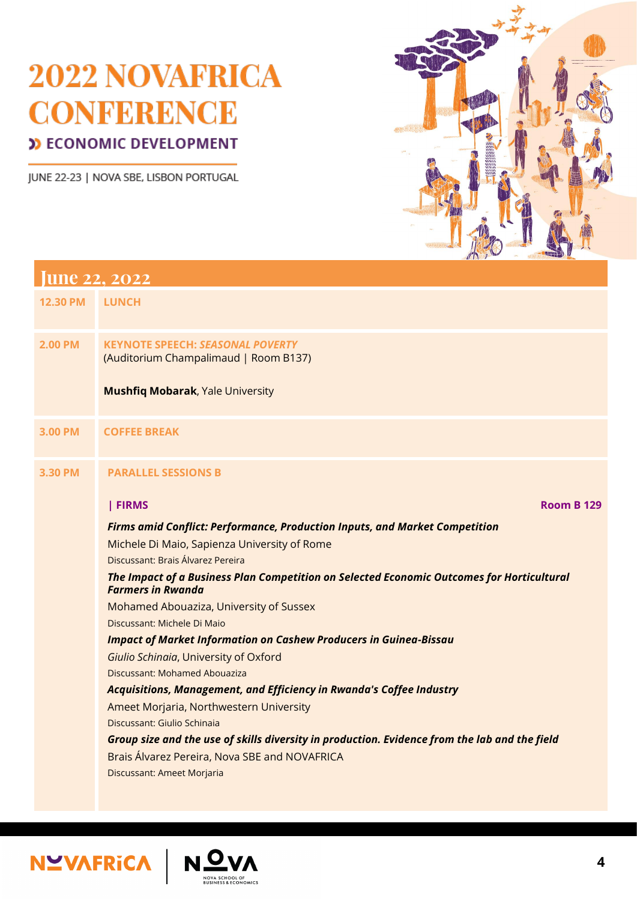# 2022 NOVAFRICA CONFERENCE

**ECONOMIC DEVELOPMENT**

JUNE 22-23 | NOVA SBE, LISBON PORTUGAL

## June 22, 2022

| | |
|---|---|
| **12.30 PM** | **LUNCH** |
| **2.00 PM** | **KEYNOTE SPEECH: *SEASONAL POVERTY***<br>(Auditorium Champalimaud \| Room B137)<br><br>**Mushfiq Mobarak**, Yale University |
| **3.00 PM** | **COFFEE BREAK** |
| **3.30 PM** | **PARALLEL SESSIONS B** |

### | FIRMS — Room B 129

***Firms amid Conflict: Performance, Production Inputs, and Market Competition***
Michele Di Maio, Sapienza University of Rome
Discussant: Brais Álvarez Pereira

***The Impact of a Business Plan Competition on Selected Economic Outcomes for Horticultural Farmers in Rwanda***
Mohamed Abouaziza, University of Sussex
Discussant: Michele Di Maio

***Impact of Market Information on Cashew Producers in Guinea-Bissau***
*Giulio Schinaia*, University of Oxford
Discussant: Mohamed Abouaziza

***Acquisitions, Management, and Efficiency in Rwanda's Coffee Industry***
Ameet Morjaria, Northwestern University
Discussant: Giulio Schinaia

***Group size and the use of skills diversity in production. Evidence from the lab and the field***
Brais Álvarez Pereira, Nova SBE and NOVAFRICA
Discussant: Ameet Morjaria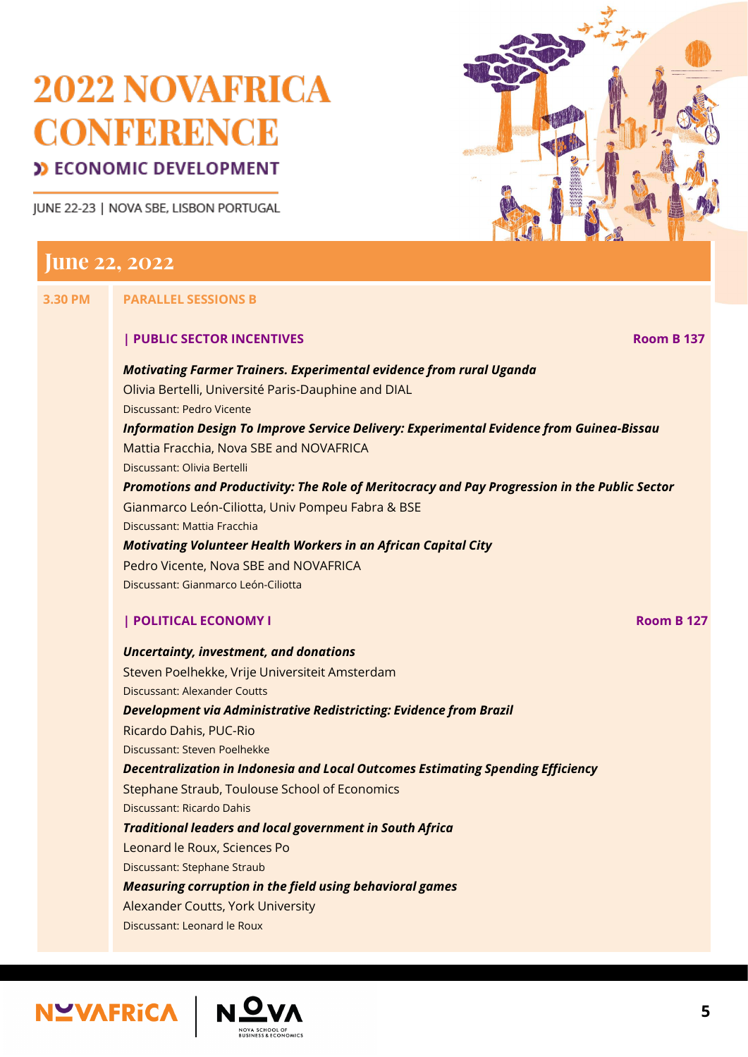# 2022 NOVAFRICA CONFERENCE

## ECONOMIC DEVELOPMENT

JUNE 22-23 | NOVA SBE, LISBON PORTUGAL

## June 22, 2022

**3.30 PM** **PARALLEL SESSIONS B**

### | PUBLIC SECTOR INCENTIVES — Room B 137

***Motivating Farmer Trainers. Experimental evidence from rural Uganda***
Olivia Bertelli, Université Paris-Dauphine and DIAL
Discussant: Pedro Vicente

***Information Design To Improve Service Delivery: Experimental Evidence from Guinea-Bissau***
Mattia Fracchia, Nova SBE and NOVAFRICA
Discussant: Olivia Bertelli

***Promotions and Productivity: The Role of Meritocracy and Pay Progression in the Public Sector***
Gianmarco León-Ciliotta, Univ Pompeu Fabra & BSE
Discussant: Mattia Fracchia

***Motivating Volunteer Health Workers in an African Capital City***
Pedro Vicente, Nova SBE and NOVAFRICA
Discussant: Gianmarco León-Ciliotta

### | POLITICAL ECONOMY I — Room B 127

***Uncertainty, investment, and donations***
Steven Poelhekke, Vrije Universiteit Amsterdam
Discussant: Alexander Coutts

***Development via Administrative Redistricting: Evidence from Brazil***
Ricardo Dahis, PUC-Rio
Discussant: Steven Poelhekke

***Decentralization in Indonesia and Local Outcomes Estimating Spending Efficiency***
Stephane Straub, Toulouse School of Economics
Discussant: Ricardo Dahis

***Traditional leaders and local government in South Africa***
Leonard le Roux, Sciences Po
Discussant: Stephane Straub

***Measuring corruption in the field using behavioral games***
Alexander Coutts, York University
Discussant: Leonard le Roux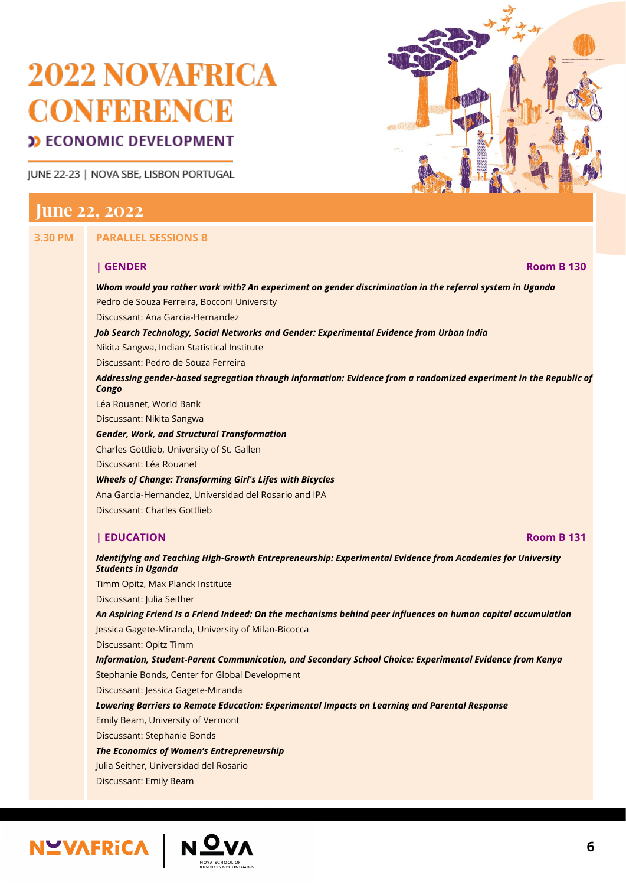# 2022 NOVAFRICA CONFERENCE

## ECONOMIC DEVELOPMENT

JUNE 22-23 | NOVA SBE, LISBON PORTUGAL

## June 22, 2022

**3.30 PM** **PARALLEL SESSIONS B**

### | GENDER — Room B 130

***Whom would you rather work with? An experiment on gender discrimination in the referral system in Uganda***
Pedro de Souza Ferreira, Bocconi University
Discussant: Ana Garcia-Hernandez

***Job Search Technology, Social Networks and Gender: Experimental Evidence from Urban India***
Nikita Sangwa, Indian Statistical Institute
Discussant: Pedro de Souza Ferreira

***Addressing gender-based segregation through information: Evidence from a randomized experiment in the Republic of Congo***
Léa Rouanet, World Bank
Discussant: Nikita Sangwa

***Gender, Work, and Structural Transformation***
Charles Gottlieb, University of St. Gallen
Discussant: Léa Rouanet

***Wheels of Change: Transforming Girl's Lifes with Bicycles***
Ana Garcia-Hernandez, Universidad del Rosario and IPA
Discussant: Charles Gottlieb

### | EDUCATION — Room B 131

***Identifying and Teaching High-Growth Entrepreneurship: Experimental Evidence from Academies for University Students in Uganda***
Timm Opitz, Max Planck Institute
Discussant: Julia Seither

***An Aspiring Friend Is a Friend Indeed: On the mechanisms behind peer influences on human capital accumulation***
Jessica Gagete-Miranda, University of Milan-Bicocca
Discussant: Opitz Timm

***Information, Student-Parent Communication, and Secondary School Choice: Experimental Evidence from Kenya***
Stephanie Bonds, Center for Global Development
Discussant: Jessica Gagete-Miranda

***Lowering Barriers to Remote Education: Experimental Impacts on Learning and Parental Response***
Emily Beam, University of Vermont
Discussant: Stephanie Bonds

***The Economics of Women's Entrepreneurship***
Julia Seither, Universidad del Rosario
Discussant: Emily Beam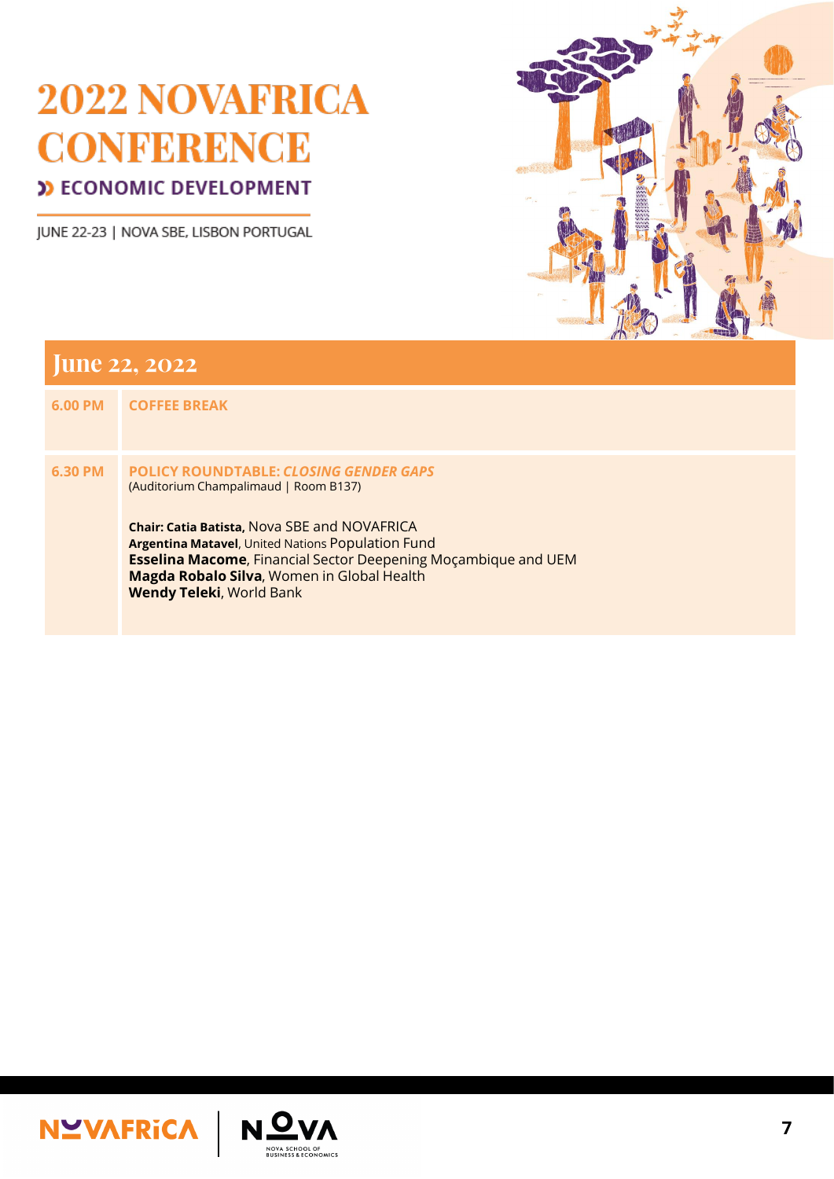# 2022 NOVAFRICA CONFERENCE

## ECONOMIC DEVELOPMENT

JUNE 22-23 | NOVA SBE, LISBON PORTUGAL

## June 22, 2022

| | |
|---|---|
| **6.00 PM** | **COFFEE BREAK** |
| **6.30 PM** | **POLICY ROUNDTABLE: *CLOSING GENDER GAPS***<br>(Auditorium Champalimaud \| Room B137)<br><br>**Chair: Catia Batista,** Nova SBE and NOVAFRICA<br>**Argentina Matavel**, United Nations Population Fund<br>**Esselina Macome**, Financial Sector Deepening Moçambique and UEM<br>**Magda Robalo Silva**, Women in Global Health<br>**Wendy Teleki**, World Bank |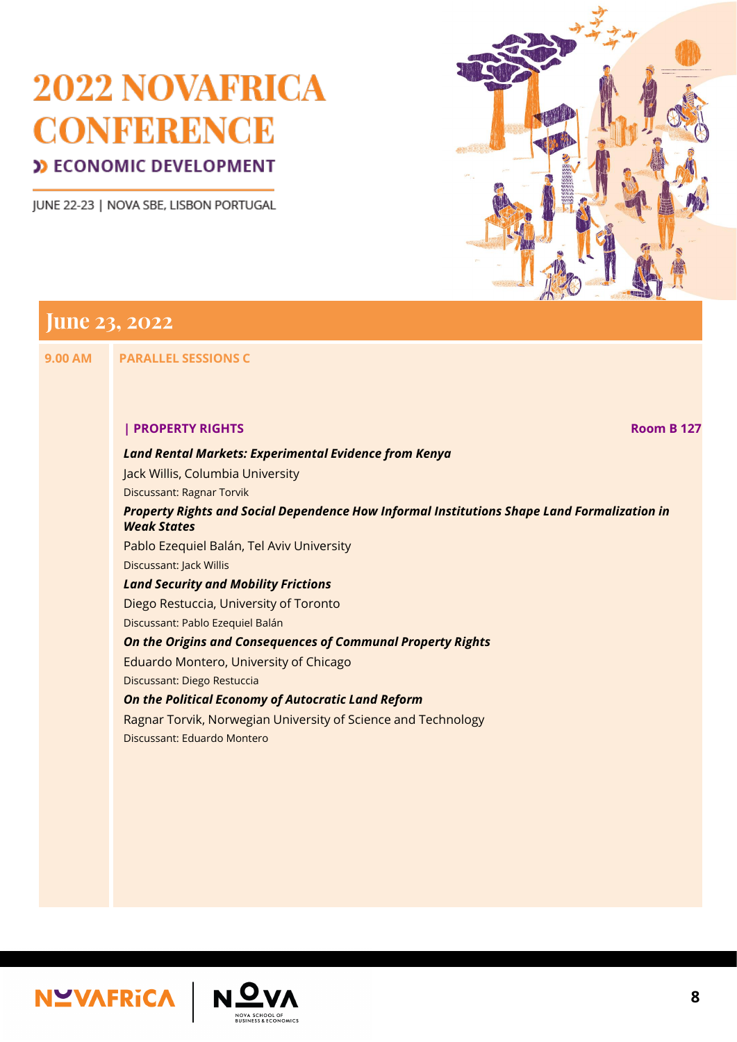# 2022 NOVAFRICA CONFERENCE

## ECONOMIC DEVELOPMENT

JUNE 22-23 | NOVA SBE, LISBON PORTUGAL

## June 23, 2022

**9.00 AM** **PARALLEL SESSIONS C**

### | PROPERTY RIGHTS — Room B 127

***Land Rental Markets: Experimental Evidence from Kenya***
Jack Willis, Columbia University
Discussant: Ragnar Torvik

***Property Rights and Social Dependence How Informal Institutions Shape Land Formalization in Weak States***
Pablo Ezequiel Balán, Tel Aviv University
Discussant: Jack Willis

***Land Security and Mobility Frictions***
Diego Restuccia, University of Toronto
Discussant: Pablo Ezequiel Balán

***On the Origins and Consequences of Communal Property Rights***
Eduardo Montero, University of Chicago
Discussant: Diego Restuccia

***On the Political Economy of Autocratic Land Reform***
Ragnar Torvik, Norwegian University of Science and Technology
Discussant: Eduardo Montero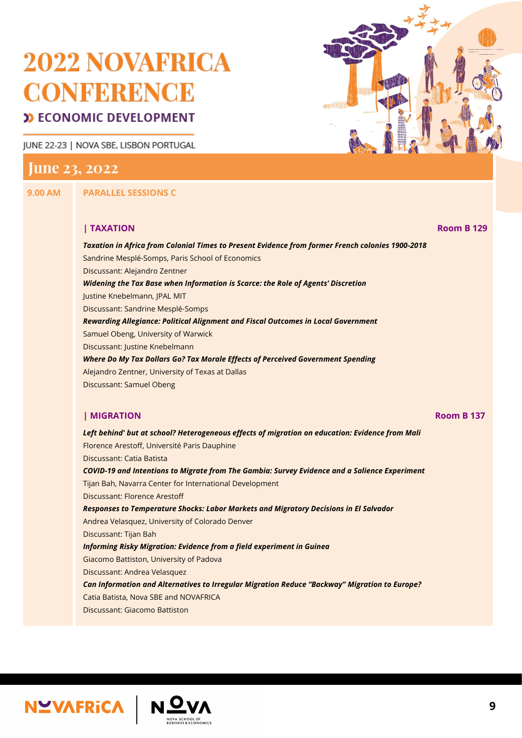# 2022 NOVAFRICA CONFERENCE

**ECONOMIC DEVELOPMENT**

JUNE 22-23 | NOVA SBE, LISBON PORTUGAL

## June 23, 2022

**9.00 AM** — **PARALLEL SESSIONS C**

### | TAXATION — Room B 129

***Taxation in Africa from Colonial Times to Present Evidence from former French colonies 1900-2018***
Sandrine Mesplé-Somps, Paris School of Economics
Discussant: Alejandro Zentner

***Widening the Tax Base when Information is Scarce: the Role of Agents' Discretion***
Justine Knebelmann, JPAL MIT
Discussant: Sandrine Mesplé-Somps

***Rewarding Allegiance: Political Alignment and Fiscal Outcomes in Local Government***
Samuel Obeng, University of Warwick
Discussant: Justine Knebelmann

***Where Do My Tax Dollars Go? Tax Morale Effects of Perceived Government Spending***
Alejandro Zentner, University of Texas at Dallas
Discussant: Samuel Obeng

### | MIGRATION — Room B 137

***Left behind' but at school? Heterogeneous effects of migration on education: Evidence from Mali***
Florence Arestoff, Université Paris Dauphine
Discussant: Catia Batista

***COVID-19 and Intentions to Migrate from The Gambia: Survey Evidence and a Salience Experiment***
Tijan Bah, Navarra Center for International Development
Discussant: Florence Arestoff

***Responses to Temperature Shocks: Labor Markets and Migratory Decisions in El Salvador***
Andrea Velasquez, University of Colorado Denver
Discussant: Tijan Bah

***Informing Risky Migration: Evidence from a field experiment in Guinea***
Giacomo Battiston, University of Padova
Discussant: Andrea Velasquez

***Can Information and Alternatives to Irregular Migration Reduce "Backway" Migration to Europe?***
Catia Batista, Nova SBE and NOVAFRICA
Discussant: Giacomo Battiston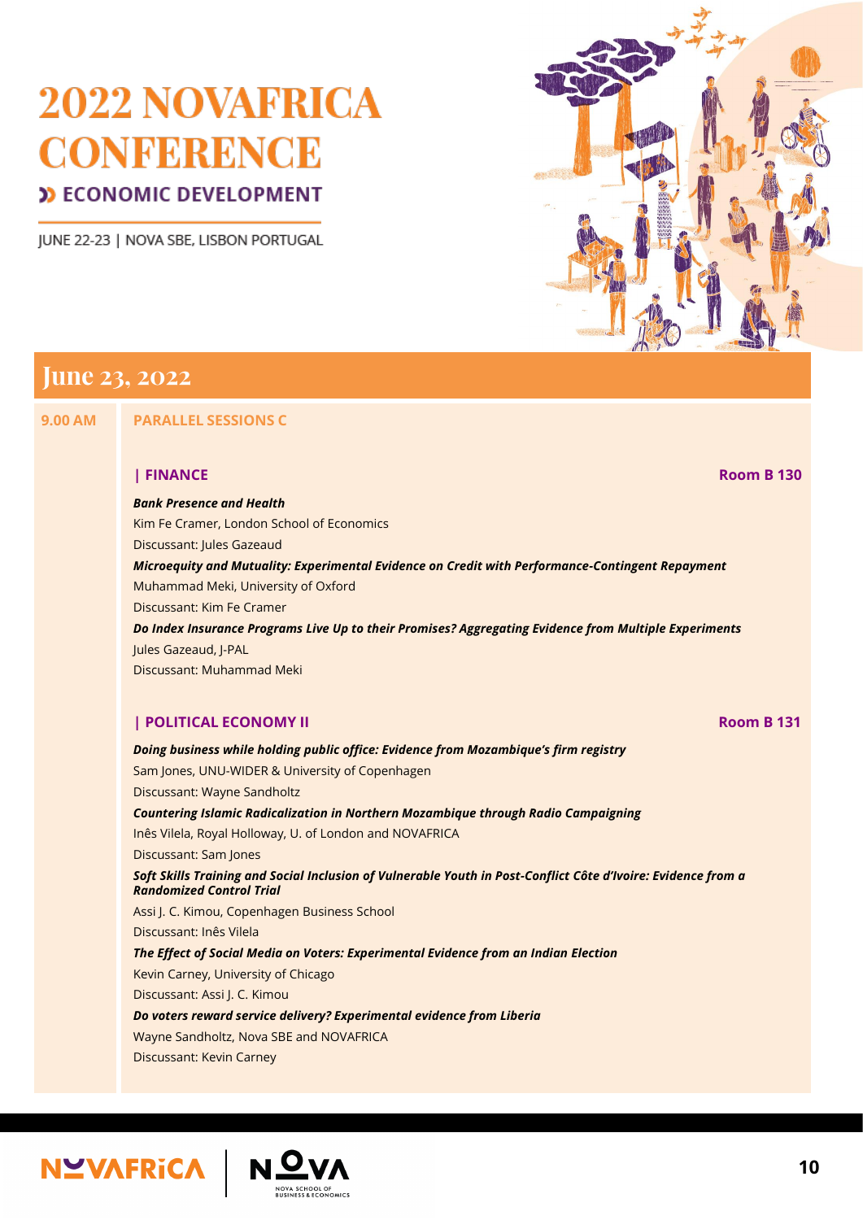# 2022 NOVAFRICA CONFERENCE

## ECONOMIC DEVELOPMENT

JUNE 22-23 | NOVA SBE, LISBON PORTUGAL

## June 23, 2022

**9.00 AM** **PARALLEL SESSIONS C**

### | FINANCE — Room B 130

***Bank Presence and Health***
Kim Fe Cramer, London School of Economics
Discussant: Jules Gazeaud

***Microequity and Mutuality: Experimental Evidence on Credit with Performance-Contingent Repayment***
Muhammad Meki, University of Oxford
Discussant: Kim Fe Cramer

***Do Index Insurance Programs Live Up to their Promises? Aggregating Evidence from Multiple Experiments***
Jules Gazeaud, J-PAL
Discussant: Muhammad Meki

### | POLITICAL ECONOMY II — Room B 131

***Doing business while holding public office: Evidence from Mozambique's firm registry***
Sam Jones, UNU-WIDER & University of Copenhagen
Discussant: Wayne Sandholtz

***Countering Islamic Radicalization in Northern Mozambique through Radio Campaigning***
Inês Vilela, Royal Holloway, U. of London and NOVAFRICA
Discussant: Sam Jones

***Soft Skills Training and Social Inclusion of Vulnerable Youth in Post-Conflict Côte d'Ivoire: Evidence from a Randomized Control Trial***
Assi J. C. Kimou, Copenhagen Business School
Discussant: Inês Vilela

***The Effect of Social Media on Voters: Experimental Evidence from an Indian Election***
Kevin Carney, University of Chicago
Discussant: Assi J. C. Kimou

***Do voters reward service delivery? Experimental evidence from Liberia***
Wayne Sandholtz, Nova SBE and NOVAFRICA
Discussant: Kevin Carney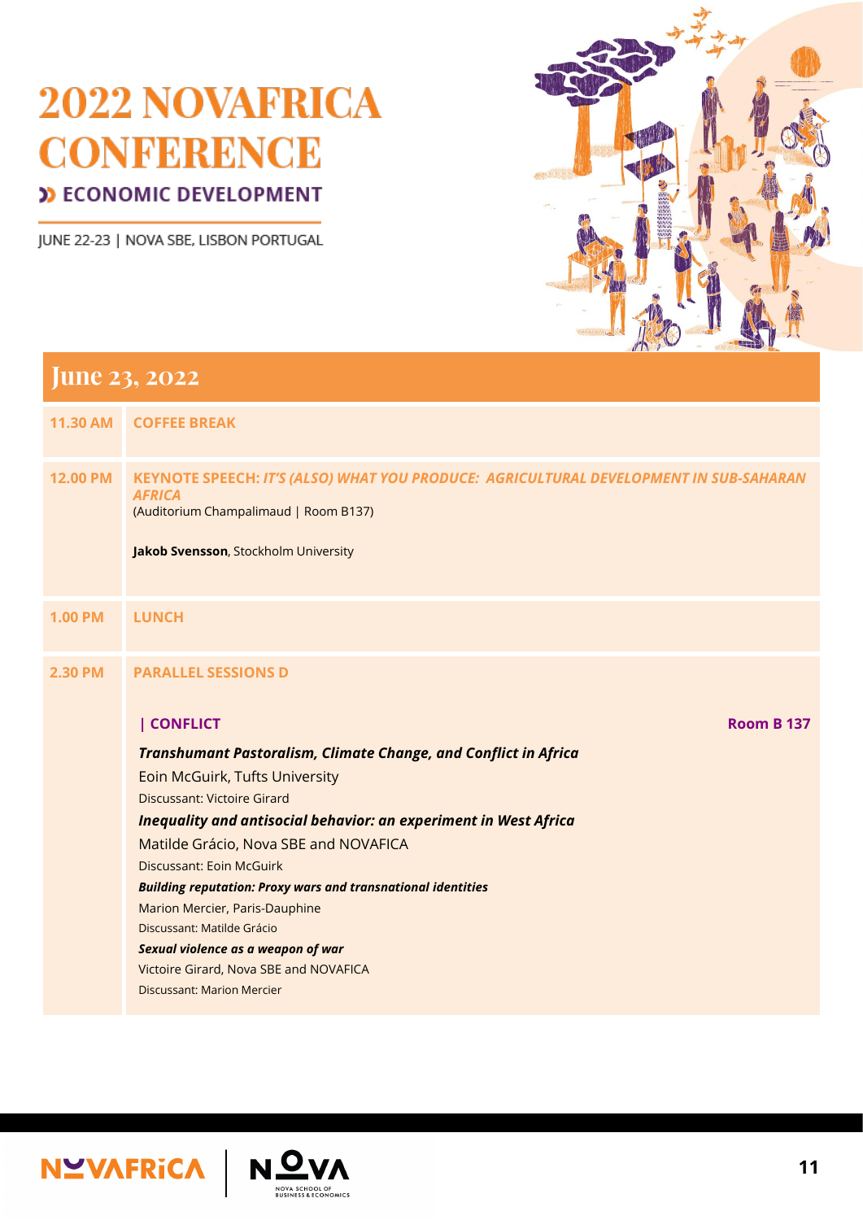# 2022 NOVAFRICA CONFERENCE

## ECONOMIC DEVELOPMENT

JUNE 22-23 | NOVA SBE, LISBON PORTUGAL

## June 23, 2022

**11.30 AM** — **COFFEE BREAK**

**12.00 PM** — **KEYNOTE SPEECH:** ***IT'S (ALSO) WHAT YOU PRODUCE: AGRICULTURAL DEVELOPMENT IN SUB-SAHARAN AFRICA***

(Auditorium Champalimaud | Room B137)

**Jakob Svensson**, Stockholm University

**1.00 PM** — **LUNCH**

**2.30 PM** — **PARALLEL SESSIONS D**

### | CONFLICT — Room B 137

***Transhumant Pastoralism, Climate Change, and Conflict in Africa***
Eoin McGuirk, Tufts University
Discussant: Victoire Girard

***Inequality and antisocial behavior: an experiment in West Africa***
Matilde Grácio, Nova SBE and NOVAFICA
Discussant: Eoin McGuirk

***Building reputation: Proxy wars and transnational identities***
Marion Mercier, Paris-Dauphine
Discussant: Matilde Grácio

***Sexual violence as a weapon of war***
Victoire Girard, Nova SBE and NOVAFICA
Discussant: Marion Mercier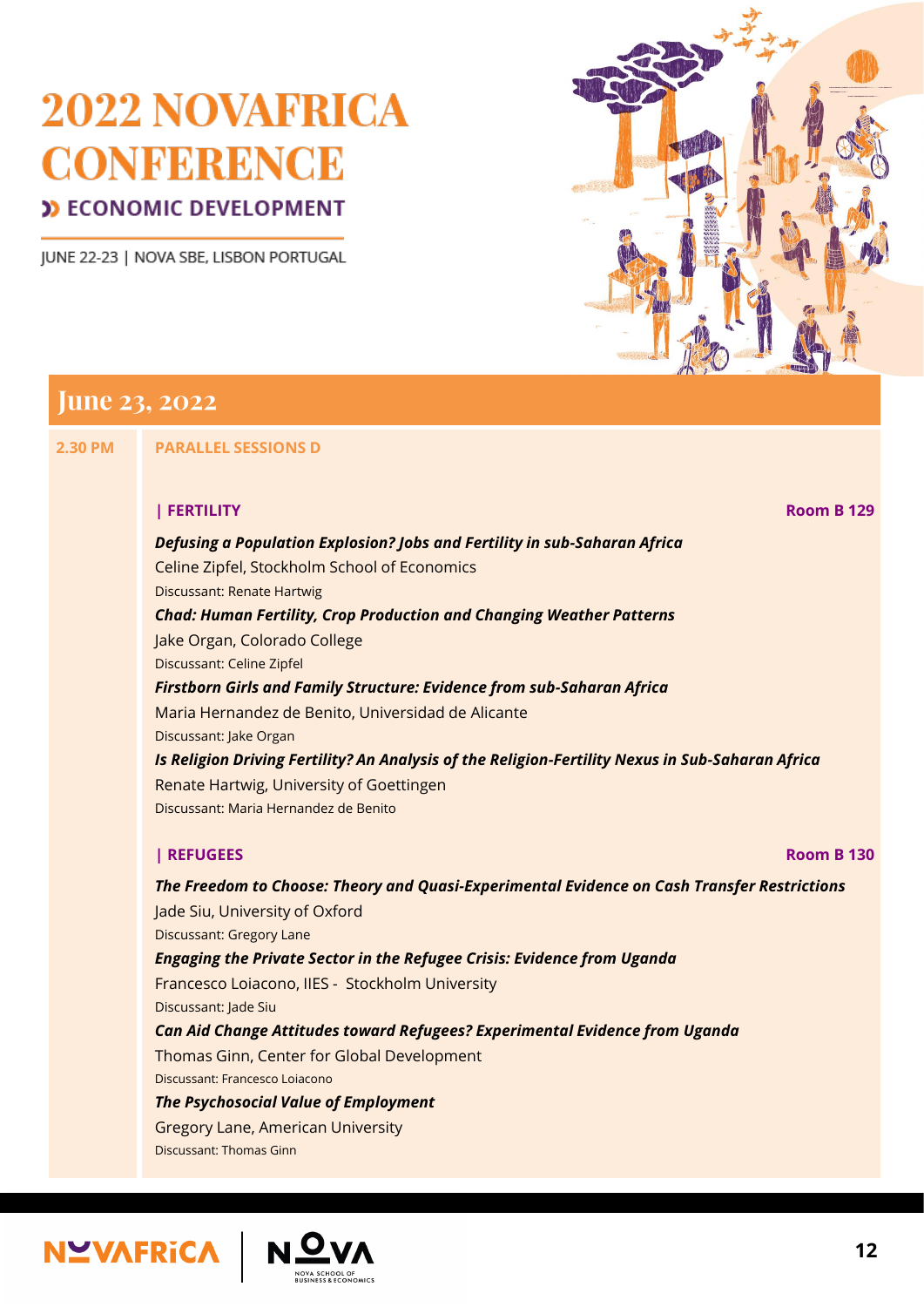# 2022 NOVAFRICA CONFERENCE

## ECONOMIC DEVELOPMENT

JUNE 22-23 | NOVA SBE, LISBON PORTUGAL

## June 23, 2022

**2.30 PM** **PARALLEL SESSIONS D**

### | FERTILITY — Room B 129

***Defusing a Population Explosion? Jobs and Fertility in sub-Saharan Africa***
Celine Zipfel, Stockholm School of Economics
Discussant: Renate Hartwig

***Chad: Human Fertility, Crop Production and Changing Weather Patterns***
Jake Organ, Colorado College
Discussant: Celine Zipfel

***Firstborn Girls and Family Structure: Evidence from sub-Saharan Africa***
Maria Hernandez de Benito, Universidad de Alicante
Discussant: Jake Organ

***Is Religion Driving Fertility? An Analysis of the Religion-Fertility Nexus in Sub-Saharan Africa***
Renate Hartwig, University of Goettingen
Discussant: Maria Hernandez de Benito

### | REFUGEES — Room B 130

***The Freedom to Choose: Theory and Quasi-Experimental Evidence on Cash Transfer Restrictions***
Jade Siu, University of Oxford
Discussant: Gregory Lane

***Engaging the Private Sector in the Refugee Crisis: Evidence from Uganda***
Francesco Loiacono, IIES - Stockholm University
Discussant: Jade Siu

***Can Aid Change Attitudes toward Refugees? Experimental Evidence from Uganda***
Thomas Ginn, Center for Global Development
Discussant: Francesco Loiacono

***The Psychosocial Value of Employment***
Gregory Lane, American University
Discussant: Thomas Ginn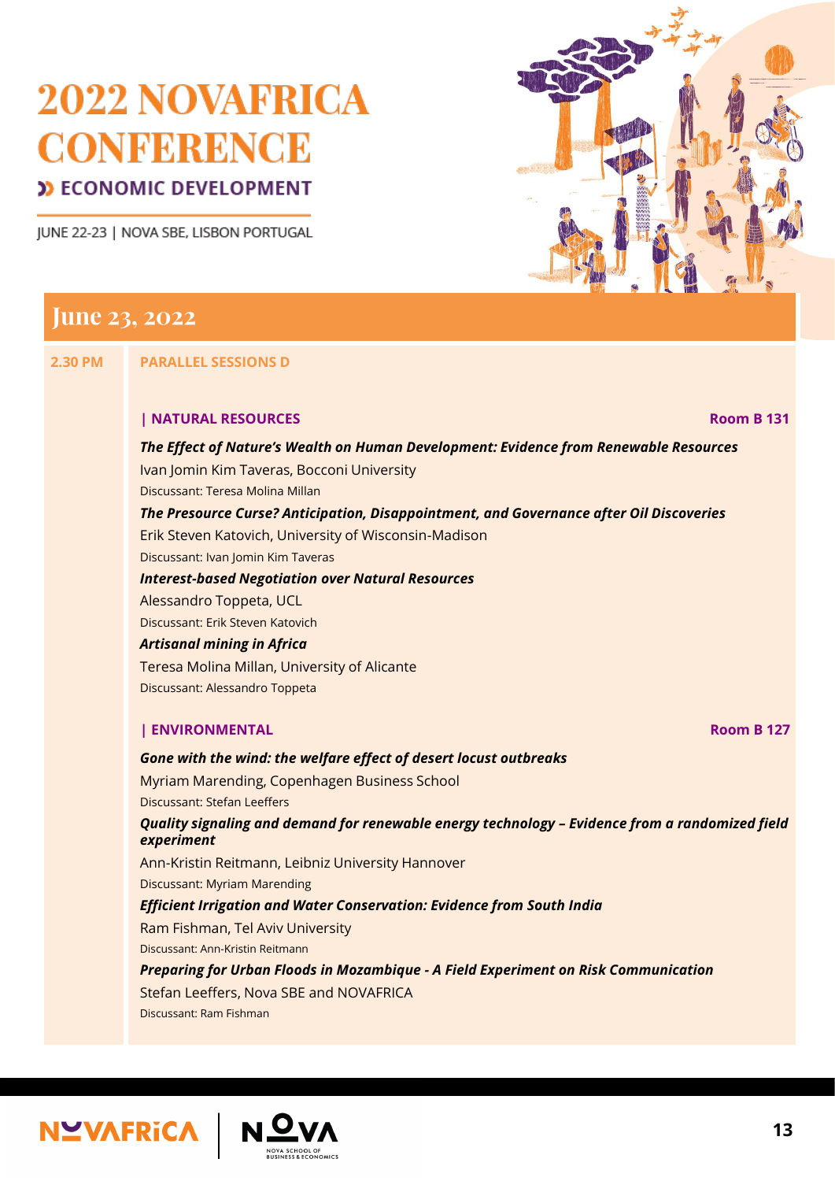# 2022 NOVAFRICA CONFERENCE

## ECONOMIC DEVELOPMENT

JUNE 22-23 | NOVA SBE, LISBON PORTUGAL

## June 23, 2022

**2.30 PM** **PARALLEL SESSIONS D**

### | NATURAL RESOURCES — Room B 131

***The Effect of Nature's Wealth on Human Development: Evidence from Renewable Resources***
Ivan Jomin Kim Taveras, Bocconi University
Discussant: Teresa Molina Millan

***The Presource Curse? Anticipation, Disappointment, and Governance after Oil Discoveries***
Erik Steven Katovich, University of Wisconsin-Madison
Discussant: Ivan Jomin Kim Taveras

***Interest-based Negotiation over Natural Resources***
Alessandro Toppeta, UCL
Discussant: Erik Steven Katovich

***Artisanal mining in Africa***
Teresa Molina Millan, University of Alicante
Discussant: Alessandro Toppeta

### | ENVIRONMENTAL — Room B 127

***Gone with the wind: the welfare effect of desert locust outbreaks***
Myriam Marending, Copenhagen Business School
Discussant: Stefan Leeffers

***Quality signaling and demand for renewable energy technology – Evidence from a randomized field experiment***
Ann-Kristin Reitmann, Leibniz University Hannover
Discussant: Myriam Marending

***Efficient Irrigation and Water Conservation: Evidence from South India***
Ram Fishman, Tel Aviv University
Discussant: Ann-Kristin Reitmann

***Preparing for Urban Floods in Mozambique - A Field Experiment on Risk Communication***
Stefan Leeffers, Nova SBE and NOVAFRICA
Discussant: Ram Fishman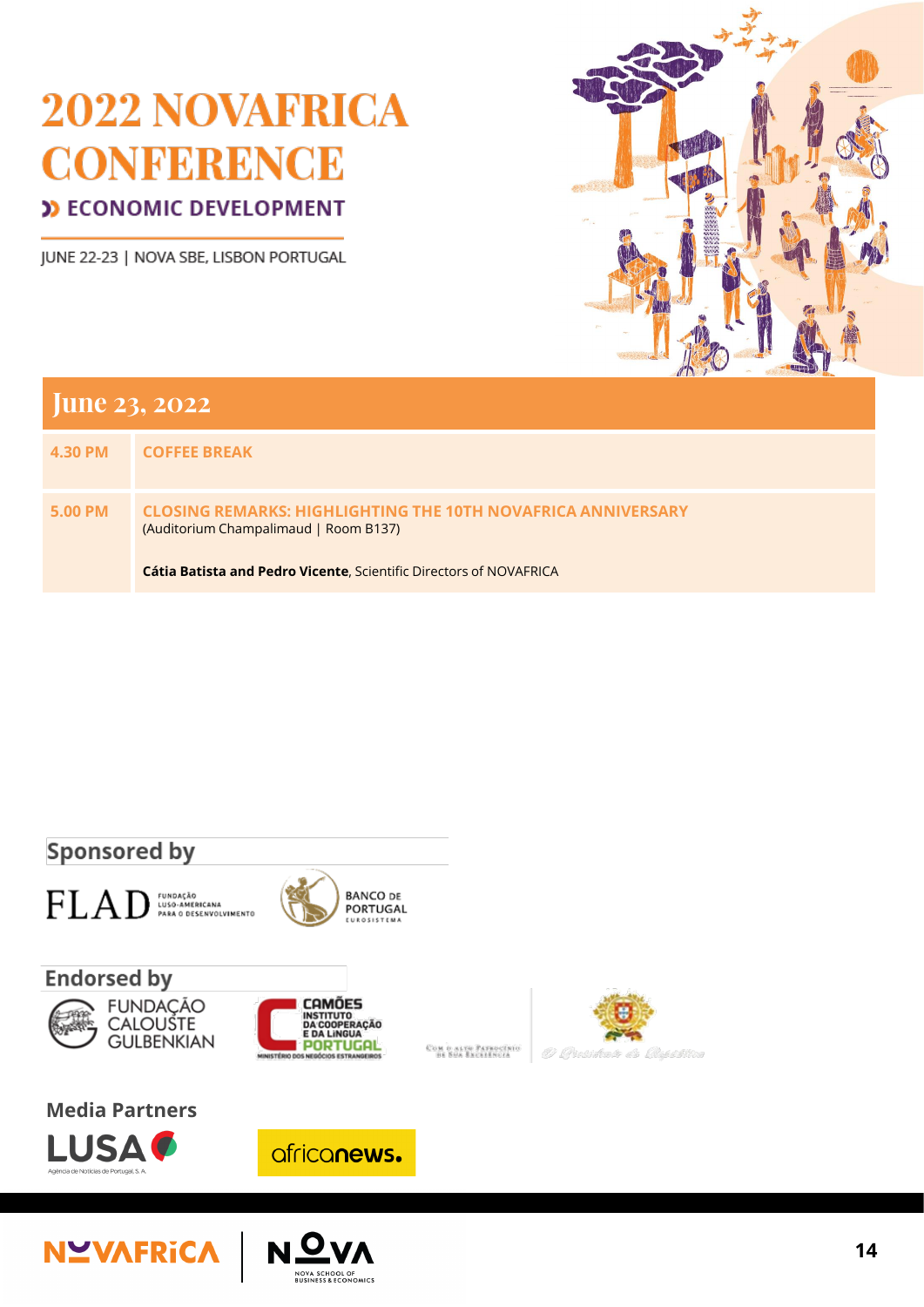# 2022 NOVAFRICA CONFERENCE

## ECONOMIC DEVELOPMENT

JUNE 22-23 | NOVA SBE, LISBON PORTUGAL

## June 23, 2022

| | |
|---|---|
| 4.30 PM | COFFEE BREAK |
| 5.00 PM | CLOSING REMARKS: HIGHLIGHTING THE 10TH NOVAFRICA ANNIVERSARY<br>(Auditorium Champalimaud \| Room B137)<br><br>**Cátia Batista and Pedro Vicente**, Scientific Directors of NOVAFRICA |

### Sponsored by

FLAD Fundação Luso-Americana para o Desenvolvimento

Banco de Portugal Eurosistema

### Endorsed by

Fundação Calouste Gulbenkian

Camões Instituto da Cooperação e da Língua Portugal – Ministério dos Negócios Estrangeiros

Com o Alto Patrocínio de Sua Excelência o Presidente da República

### Media Partners

LUSA Agência de Notícias de Portugal, S. A.

africanews.

NOVAFRICA | NOVA School of Business & Economics